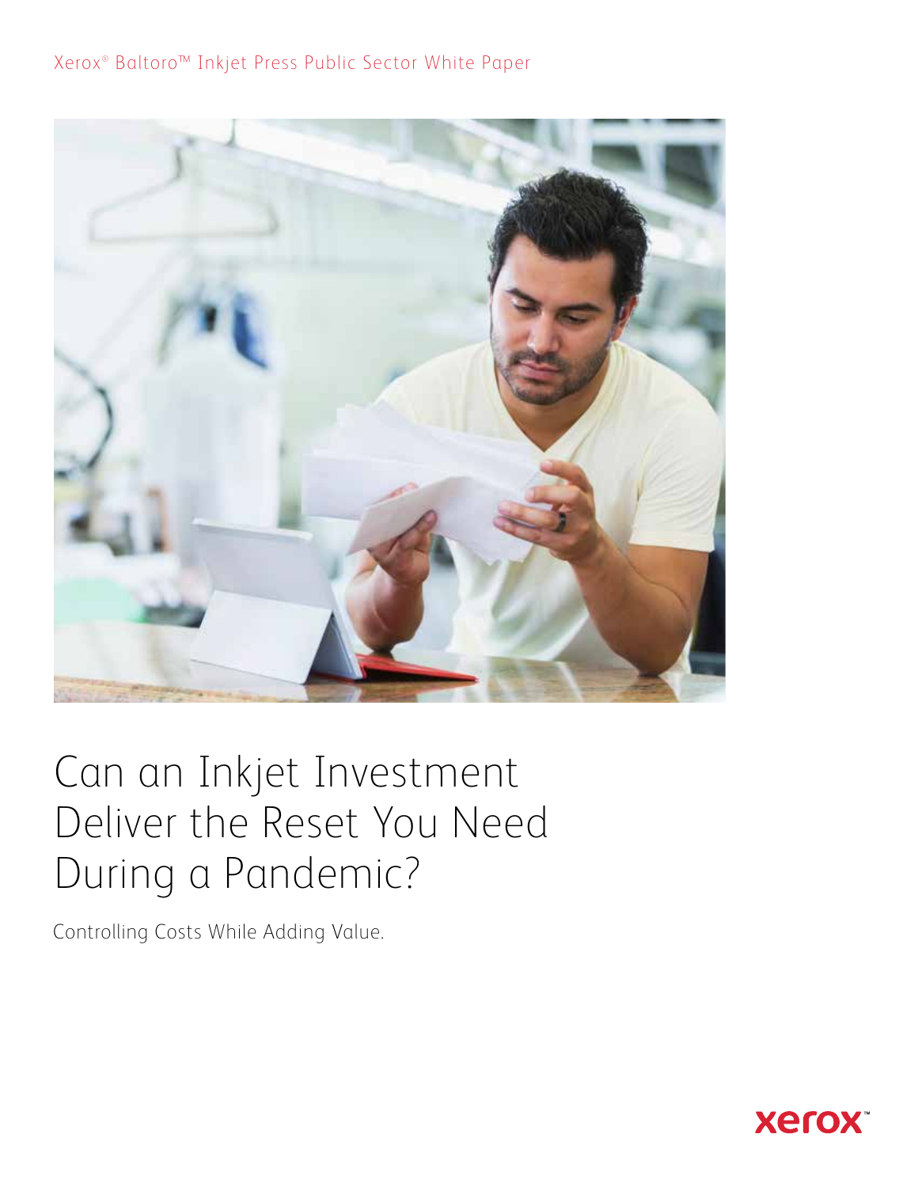Xerox® Baltoro™ Inkjet Press Public Sector White Paper

# Can an Inkjet Investment Deliver the Reset You Need During a Pandemic?

Controlling Costs While Adding Value.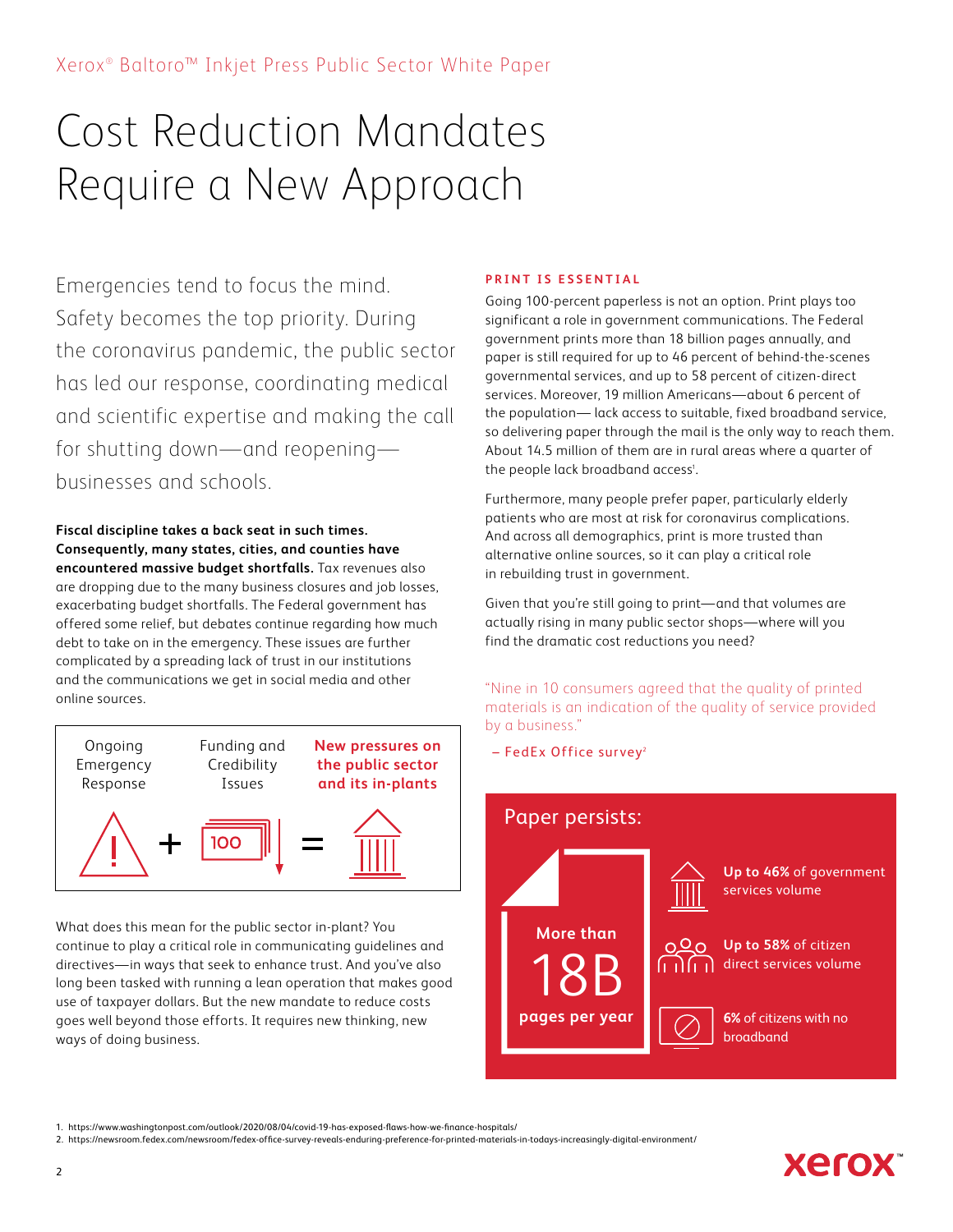# Cost Reduction Mandates Require a New Approach

Emergencies tend to focus the mind. Safety becomes the top priority. During the coronavirus pandemic, the public sector has led our response, coordinating medical and scientific expertise and making the call for shutting down—and reopening—businesses and schools.

**Fiscal discipline takes a back seat in such times. Consequently, many states, cities, and counties have encountered massive budget shortfalls.** Tax revenues also are dropping due to the many business closures and job losses, exacerbating budget shortfalls. The Federal government has offered some relief, but debates continue regarding how much debt to take on in the emergency. These issues are further complicated by a spreading lack of trust in our institutions and the communications we get in social media and other online sources.

Ongoing Emergency Response + Funding and Credibility Issues = **New pressures on the public sector and its in-plants**

What does this mean for the public sector in-plant? You continue to play a critical role in communicating guidelines and directives—in ways that seek to enhance trust. And you've also long been tasked with running a lean operation that makes good use of taxpayer dollars. But the new mandate to reduce costs goes well beyond those efforts. It requires new thinking, new ways of doing business.

## PRINT IS ESSENTIAL

Going 100-percent paperless is not an option. Print plays too significant a role in government communications. The Federal government prints more than 18 billion pages annually, and paper is still required for up to 46 percent of behind-the-scenes governmental services, and up to 58 percent of citizen-direct services. Moreover, 19 million Americans—about 6 percent of the population— lack access to suitable, fixed broadband service, so delivering paper through the mail is the only way to reach them. About 14.5 million of them are in rural areas where a quarter of the people lack broadband access[1].

Furthermore, many people prefer paper, particularly elderly patients who are most at risk for coronavirus complications. And across all demographics, print is more trusted than alternative online sources, so it can play a critical role in rebuilding trust in government.

Given that you're still going to print—and that volumes are actually rising in many public sector shops—where will you find the dramatic cost reductions you need?

"Nine in 10 consumers agreed that the quality of printed materials is an indication of the quality of service provided by a business."

– FedEx Office survey[2]

**Paper persists:**

- More than **18B** pages per year
- **Up to 46%** of government services volume
- **Up to 58%** of citizen direct services volume
- **6%** of citizens with no broadband

1. https://www.washingtonpost.com/outlook/2020/08/04/covid-19-has-exposed-flaws-how-we-finance-hospitals/
2. https://newsroom.fedex.com/newsroom/fedex-office-survey-reveals-enduring-preference-for-printed-materials-in-todays-increasingly-digital-environment/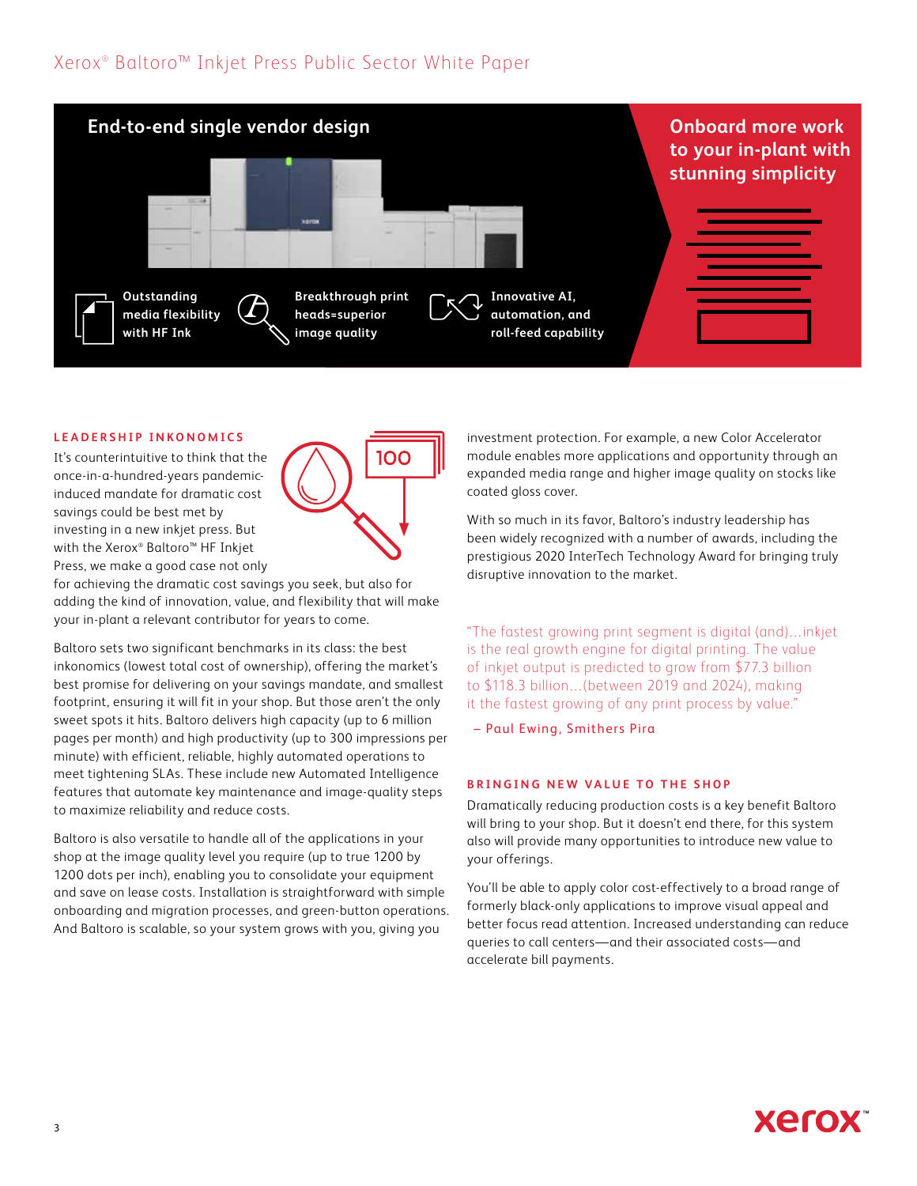## End-to-end single vendor design

**Outstanding media flexibility with HF Ink**

**Breakthrough print heads=superior image quality**

**Innovative AI, automation, and roll-feed capability**

## Onboard more work to your in-plant with stunning simplicity

### LEADERSHIP INKONOMICS

It's counterintuitive to think that the once-in-a-hundred-years pandemic-induced mandate for dramatic cost savings could be best met by investing in a new inkjet press. But with the Xerox® Baltoro™ HF Inkjet Press, we make a good case not only for achieving the dramatic cost savings you seek, but also for adding the kind of innovation, value, and flexibility that will make your in-plant a relevant contributor for years to come.

Baltoro sets two significant benchmarks in its class: the best inkonomics (lowest total cost of ownership), offering the market's best promise for delivering on your savings mandate, and smallest footprint, ensuring it will fit in your shop. But those aren't the only sweet spots it hits. Baltoro delivers high capacity (up to 6 million pages per month) and high productivity (up to 300 impressions per minute) with efficient, reliable, highly automated operations to meet tightening SLAs. These include new Automated Intelligence features that automate key maintenance and image-quality steps to maximize reliability and reduce costs.

Baltoro is also versatile to handle all of the applications in your shop at the image quality level you require (up to true 1200 by 1200 dots per inch), enabling you to consolidate your equipment and save on lease costs. Installation is straightforward with simple onboarding and migration processes, and green-button operations. And Baltoro is scalable, so your system grows with you, giving you investment protection. For example, a new Color Accelerator module enables more applications and opportunity through an expanded media range and higher image quality on stocks like coated gloss cover.

With so much in its favor, Baltoro's industry leadership has been widely recognized with a number of awards, including the prestigious 2020 InterTech Technology Award for bringing truly disruptive innovation to the market.

> "The fastest growing print segment is digital (and)…inkjet is the real growth engine for digital printing. The value of inkjet output is predicted to grow from $77.3 billion to $118.3 billion…(between 2019 and 2024), making it the fastest growing of any print process by value."
>
> – Paul Ewing, Smithers Pira

### BRINGING NEW VALUE TO THE SHOP

Dramatically reducing production costs is a key benefit Baltoro will bring to your shop. But it doesn't end there, for this system also will provide many opportunities to introduce new value to your offerings.

You'll be able to apply color cost-effectively to a broad range of formerly black-only applications to improve visual appeal and better focus read attention. Increased understanding can reduce queries to call centers—and their associated costs—and accelerate bill payments.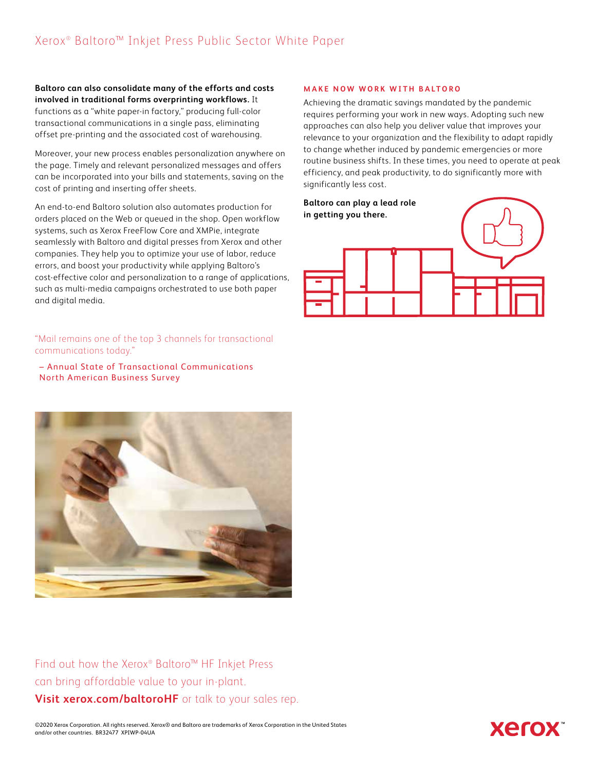**Baltoro can also consolidate many of the efforts and costs involved in traditional forms overprinting workflows.** It functions as a "white paper-in factory," producing full-color transactional communications in a single pass, eliminating offset pre-printing and the associated cost of warehousing.

Moreover, your new process enables personalization anywhere on the page. Timely and relevant personalized messages and offers can be incorporated into your bills and statements, saving on the cost of printing and inserting offer sheets.

An end-to-end Baltoro solution also automates production for orders placed on the Web or queued in the shop. Open workflow systems, such as Xerox FreeFlow Core and XMPie, integrate seamlessly with Baltoro and digital presses from Xerox and other companies. They help you to optimize your use of labor, reduce errors, and boost your productivity while applying Baltoro's cost-effective color and personalization to a range of applications, such as multi-media campaigns orchestrated to use both paper and digital media.

"Mail remains one of the top 3 channels for transactional communications today."

– Annual State of Transactional Communications North American Business Survey

## MAKE NOW WORK WITH BALTORO

Achieving the dramatic savings mandated by the pandemic requires performing your work in new ways. Adopting such new approaches can also help you deliver value that improves your relevance to your organization and the flexibility to adapt rapidly to change whether induced by pandemic emergencies or more routine business shifts. In these times, you need to operate at peak efficiency, and peak productivity, to do significantly more with significantly less cost.

**Baltoro can play a lead role in getting you there.**

Find out how the Xerox® Baltoro™ HF Inkjet Press can bring affordable value to your in-plant.
**Visit xerox.com/baltoroHF** or talk to your sales rep.

©2020 Xerox Corporation. All rights reserved. Xerox® and Baltoro are trademarks of Xerox Corporation in the United States and/or other countries. BR32477 XPIWP-04UA